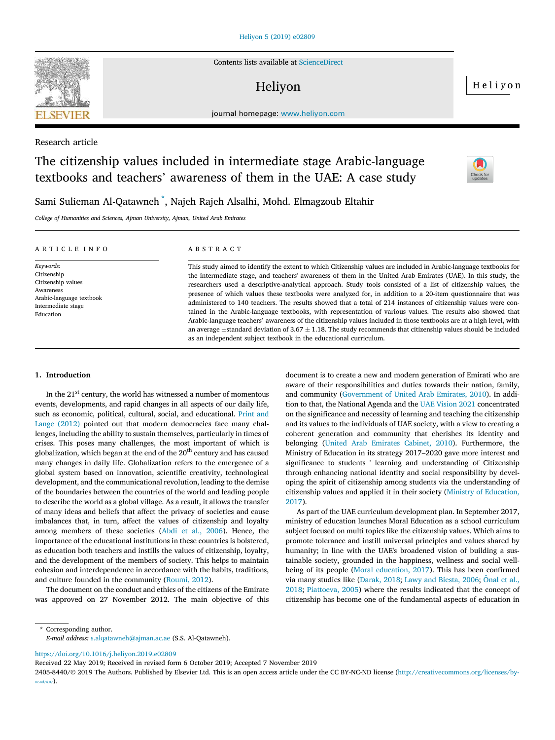Research article

# The citizenship values included in intermediate stage Arabic-language textbooks and teachers' awareness of them in the UAE: A case study

Sami Sulieman Al-Qatawneh *, Najeh Rajeh Alsalhi, Mohd. Elmagzoub Eltahir

*College of Humanities and Sciences, Ajman University, Ajman, United Arab Emirates*

ARTICLE INFO

*Keywords:*
Citizenship
Citizenship values
Awareness
Arabic-language textbook
Intermediate stage
Education

ABSTRACT

This study aimed to identify the extent to which Citizenship values are included in Arabic-language textbooks for the intermediate stage, and teachers' awareness of them in the United Arab Emirates (UAE). In this study, the researchers used a descriptive-analytical approach. Study tools consisted of a list of citizenship values, the presence of which values these textbooks were analyzed for, in addition to a 20-item questionnaire that was administered to 140 teachers. The results showed that a total of 214 instances of citizenship values were contained in the Arabic-language textbooks, with representation of various values. The results also showed that Arabic-language teachers' awareness of the citizenship values included in those textbooks are at a high level, with an average ±standard deviation of 3.67 ± 1.18. The study recommends that citizenship values should be included as an independent subject textbook in the educational curriculum.

## 1. Introduction

In the 21st century, the world has witnessed a number of momentous events, developments, and rapid changes in all aspects of our daily life, such as economic, political, cultural, social, and educational. Print and Lange (2012) pointed out that modern democracies face many challenges, including the ability to sustain themselves, particularly in times of crises. This poses many challenges, the most important of which is globalization, which began at the end of the 20th century and has caused many changes in daily life. Globalization refers to the emergence of a global system based on innovation, scientific creativity, technological development, and the communicational revolution, leading to the demise of the boundaries between the countries of the world and leading people to describe the world as a global village. As a result, it allows the transfer of many ideas and beliefs that affect the privacy of societies and cause imbalances that, in turn, affect the values of citizenship and loyalty among members of these societies (Abdi et al., 2006). Hence, the importance of the educational institutions in these countries is bolstered, as education both teachers and instills the values of citizenship, loyalty, and the development of the members of society. This helps to maintain cohesion and interdependence in accordance with the habits, traditions, and culture founded in the community (Roumi, 2012).

The document on the conduct and ethics of the citizens of the Emirate was approved on 27 November 2012. The main objective of this document is to create a new and modern generation of Emirati who are aware of their responsibilities and duties towards their nation, family, and community (Government of United Arab Emirates, 2010). In addition to that, the National Agenda and the UAE Vision 2021 concentrated on the significance and necessity of learning and teaching the citizenship and its values to the individuals of UAE society, with a view to creating a coherent generation and community that cherishes its identity and belonging (United Arab Emirates Cabinet, 2010). Furthermore, the Ministry of Education in its strategy 2017–2020 gave more interest and significance to students ' learning and understanding of Citizenship through enhancing national identity and social responsibility by developing the spirit of citizenship among students via the understanding of citizenship values and applied it in their society (Ministry of Education, 2017).

As part of the UAE curriculum development plan. In September 2017, ministry of education launches Moral Education as a school curriculum subject focused on multi topics like the citizenship values. Which aims to promote tolerance and instill universal principles and values shared by humanity; in line with the UAE's broadened vision of building a sustainable society, grounded in the happiness, wellness and social well-being of its people (Moral education, 2017). This has been confirmed via many studies like (Darak, 2018; Lawy and Biesta, 2006; Önal et al., 2018; Piattoeva, 2005) where the results indicated that the concept of citizenship has become one of the fundamental aspects of education in

\* Corresponding author.
*E-mail address:* s.alqatawneh@ajman.ac.ae (S.S. Al-Qatawneh).

https://doi.org/10.1016/j.heliyon.2019.e02809
Received 22 May 2019; Received in revised form 6 October 2019; Accepted 7 November 2019
2405-8440/© 2019 The Authors. Published by Elsevier Ltd. This is an open access article under the CC BY-NC-ND license (http://creativecommons.org/licenses/by-nc-nd/4.0/).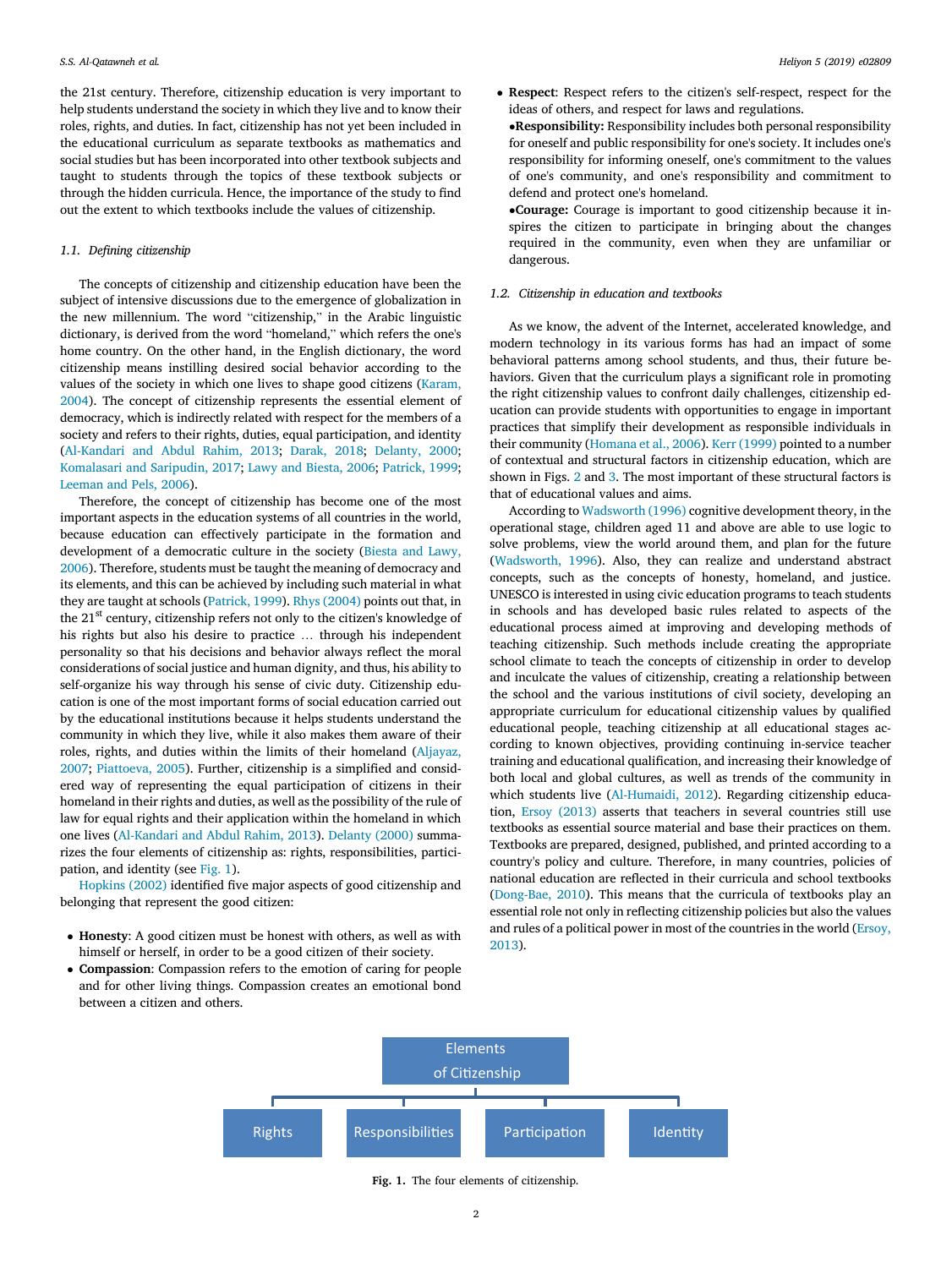the 21st century. Therefore, citizenship education is very important to help students understand the society in which they live and to know their roles, rights, and duties. In fact, citizenship has not yet been included in the educational curriculum as separate textbooks as mathematics and social studies but has been incorporated into other textbook subjects and taught to students through the topics of these textbook subjects or through the hidden curricula. Hence, the importance of the study to find out the extent to which textbooks include the values of citizenship.

### 1.1. Defining citizenship

The concepts of citizenship and citizenship education have been the subject of intensive discussions due to the emergence of globalization in the new millennium. The word "citizenship," in the Arabic linguistic dictionary, is derived from the word "homeland," which refers the one's home country. On the other hand, in the English dictionary, the word citizenship means instilling desired social behavior according to the values of the society in which one lives to shape good citizens (Karam, 2004). The concept of citizenship represents the essential element of democracy, which is indirectly related with respect for the members of a society and refers to their rights, duties, equal participation, and identity (Al-Kandari and Abdul Rahim, 2013; Darak, 2018; Delanty, 2000; Komalasari and Saripudin, 2017; Lawy and Biesta, 2006; Patrick, 1999; Leeman and Pels, 2006).

Therefore, the concept of citizenship has become one of the most important aspects in the education systems of all countries in the world, because education can effectively participate in the formation and development of a democratic culture in the society (Biesta and Lawy, 2006). Therefore, students must be taught the meaning of democracy and its elements, and this can be achieved by including such material in what they are taught at schools (Patrick, 1999). Rhys (2004) points out that, in the 21st century, citizenship refers not only to the citizen's knowledge of his rights but also his desire to practice … through his independent personality so that his decisions and behavior always reflect the moral considerations of social justice and human dignity, and thus, his ability to self-organize his way through his sense of civic duty. Citizenship education is one of the most important forms of social education carried out by the educational institutions because it helps students understand the community in which they live, while it also makes them aware of their roles, rights, and duties within the limits of their homeland (Aljayaz, 2007; Piattoeva, 2005). Further, citizenship is a simplified and considered way of representing the equal participation of citizens in their homeland in their rights and duties, as well as the possibility of the rule of law for equal rights and their application within the homeland in which one lives (Al-Kandari and Abdul Rahim, 2013). Delanty (2000) summarizes the four elements of citizenship as: rights, responsibilities, participation, and identity (see Fig. 1).

Hopkins (2002) identified five major aspects of good citizenship and belonging that represent the good citizen:

- **Honesty**: A good citizen must be honest with others, as well as with himself or herself, in order to be a good citizen of their society.
- **Compassion**: Compassion refers to the emotion of caring for people and for other living things. Compassion creates an emotional bond between a citizen and others.
- **Respect**: Respect refers to the citizen's self-respect, respect for the ideas of others, and respect for laws and regulations.
- **Responsibility:** Responsibility includes both personal responsibility for oneself and public responsibility for one's society. It includes one's responsibility for informing oneself, one's commitment to the values of one's community, and one's responsibility and commitment to defend and protect one's homeland.
- **Courage:** Courage is important to good citizenship because it inspires the citizen to participate in bringing about the changes required in the community, even when they are unfamiliar or dangerous.

### 1.2. Citizenship in education and textbooks

As we know, the advent of the Internet, accelerated knowledge, and modern technology in its various forms has had an impact of some behavioral patterns among school students, and thus, their future behaviors. Given that the curriculum plays a significant role in promoting the right citizenship values to confront daily challenges, citizenship education can provide students with opportunities to engage in important practices that simplify their development as responsible individuals in their community (Homana et al., 2006). Kerr (1999) pointed to a number of contextual and structural factors in citizenship education, which are shown in Figs. 2 and 3. The most important of these structural factors is that of educational values and aims.

According to Wadsworth (1996) cognitive development theory, in the operational stage, children aged 11 and above are able to use logic to solve problems, view the world around them, and plan for the future (Wadsworth, 1996). Also, they can realize and understand abstract concepts, such as the concepts of honesty, homeland, and justice. UNESCO is interested in using civic education programs to teach students in schools and has developed basic rules related to aspects of the educational process aimed at improving and developing methods of teaching citizenship. Such methods include creating the appropriate school climate to teach the concepts of citizenship in order to develop and inculcate the values of citizenship, creating a relationship between the school and the various institutions of civil society, developing an appropriate curriculum for educational citizenship values by qualified educational people, teaching citizenship at all educational stages according to known objectives, providing continuing in-service teacher training and educational qualification, and increasing their knowledge of both local and global cultures, as well as trends of the community in which students live (Al-Humaidi, 2012). Regarding citizenship education, Ersoy (2013) asserts that teachers in several countries still use textbooks as essential source material and base their practices on them. Textbooks are prepared, designed, published, and printed according to a country's policy and culture. Therefore, in many countries, policies of national education are reflected in their curricula and school textbooks (Dong-Bae, 2010). This means that the curricula of textbooks play an essential role not only in reflecting citizenship policies but also the values and rules of a political power in most of the countries in the world (Ersoy, 2013).

Elements of Citizenship

Rights | Responsibilities | Participation | Identity

**Fig. 1.** The four elements of citizenship.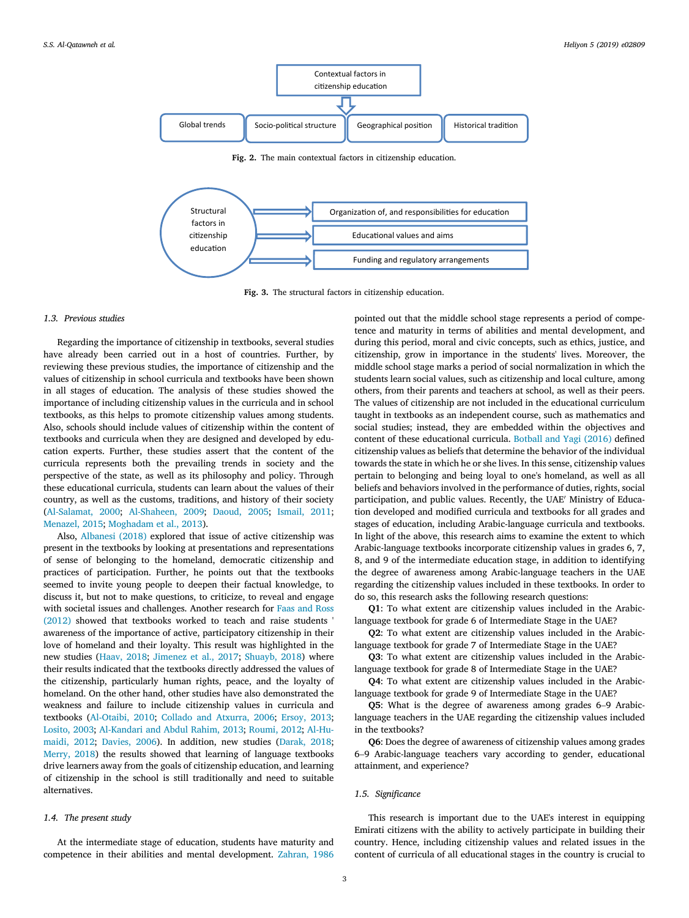Contextual factors in citizenship education

Global trends | Socio-political structure | Geographical position | Historical tradition

**Fig. 2.** The main contextual factors in citizenship education.

Structural factors in citizenship education

- Organization of, and responsibilities for education
- Educational values and aims
- Funding and regulatory arrangements

**Fig. 3.** The structural factors in citizenship education.

### 1.3. *Previous studies*

Regarding the importance of citizenship in textbooks, several studies have already been carried out in a host of countries. Further, by reviewing these previous studies, the importance of citizenship and the values of citizenship in school curricula and textbooks have been shown in all stages of education. The analysis of these studies showed the importance of including citizenship values in the curricula and in school textbooks, as this helps to promote citizenship values among students. Also, schools should include values of citizenship within the content of textbooks and curricula when they are designed and developed by education experts. Further, these studies assert that the content of the curricula represents both the prevailing trends in society and the perspective of the state, as well as its philosophy and policy. Through these educational curricula, students can learn about the values of their country, as well as the customs, traditions, and history of their society (Al-Salamat, 2000; Al-Shaheen, 2009; Daoud, 2005; Ismail, 2011; Menazel, 2015; Moghadam et al., 2013).

Also, Albanesi (2018) explored that issue of active citizenship was present in the textbooks by looking at presentations and representations of sense of belonging to the homeland, democratic citizenship and practices of participation. Further, he points out that the textbooks seemed to invite young people to deepen their factual knowledge, to discuss it, but not to make questions, to criticize, to reveal and engage with societal issues and challenges. Another research for Faas and Ross (2012) showed that textbooks worked to teach and raise students ' awareness of the importance of active, participatory citizenship in their love of homeland and their loyalty. This result was highlighted in the new studies (Haav, 2018; Jimenez et al., 2017; Shuayb, 2018) where their results indicated that the textbooks directly addressed the values of the citizenship, particularly human rights, peace, and the loyalty of homeland. On the other hand, other studies have also demonstrated the weakness and failure to include citizenship values in curricula and textbooks (Al-Otaibi, 2010; Collado and Atxurra, 2006; Ersoy, 2013; Losito, 2003; Al-Kandari and Abdul Rahim, 2013; Roumi, 2012; Al-Humaidi, 2012; Davies, 2006). In addition, new studies (Darak, 2018; Merry, 2018) the results showed that learning of language textbooks drive learners away from the goals of citizenship education, and learning of citizenship in the school is still traditionally and need to suitable alternatives.

### 1.4. *The present study*

At the intermediate stage of education, students have maturity and competence in their abilities and mental development. Zahran, 1986 pointed out that the middle school stage represents a period of competence and maturity in terms of abilities and mental development, and during this period, moral and civic concepts, such as ethics, justice, and citizenship, grow in importance in the students' lives. Moreover, the middle school stage marks a period of social normalization in which the students learn social values, such as citizenship and local culture, among others, from their parents and teachers at school, as well as their peers. The values of citizenship are not included in the educational curriculum taught in textbooks as an independent course, such as mathematics and social studies; instead, they are embedded within the objectives and content of these educational curricula. Botball and Yagi (2016) defined citizenship values as beliefs that determine the behavior of the individual towards the state in which he or she lives. In this sense, citizenship values pertain to belonging and being loyal to one's homeland, as well as all beliefs and behaviors involved in the performance of duties, rights, social participation, and public values. Recently, the UAE′ Ministry of Education developed and modified curricula and textbooks for all grades and stages of education, including Arabic-language curricula and textbooks. In light of the above, this research aims to examine the extent to which Arabic-language textbooks incorporate citizenship values in grades 6, 7, 8, and 9 of the intermediate education stage, in addition to identifying the degree of awareness among Arabic-language teachers in the UAE regarding the citizenship values included in these textbooks. In order to do so, this research asks the following research questions:

**Q1**: To what extent are citizenship values included in the Arabic-language textbook for grade 6 of Intermediate Stage in the UAE?

**Q2**: To what extent are citizenship values included in the Arabic-language textbook for grade 7 of Intermediate Stage in the UAE?

**Q3**: To what extent are citizenship values included in the Arabic-language textbook for grade 8 of Intermediate Stage in the UAE?

**Q4**: To what extent are citizenship values included in the Arabic-language textbook for grade 9 of Intermediate Stage in the UAE?

**Q5**: What is the degree of awareness among grades 6–9 Arabic-language teachers in the UAE regarding the citizenship values included in the textbooks?

**Q6**: Does the degree of awareness of citizenship values among grades 6–9 Arabic-language teachers vary according to gender, educational attainment, and experience?

### 1.5. *Significance*

This research is important due to the UAE's interest in equipping Emirati citizens with the ability to actively participate in building their country. Hence, including citizenship values and related issues in the content of curricula of all educational stages in the country is crucial to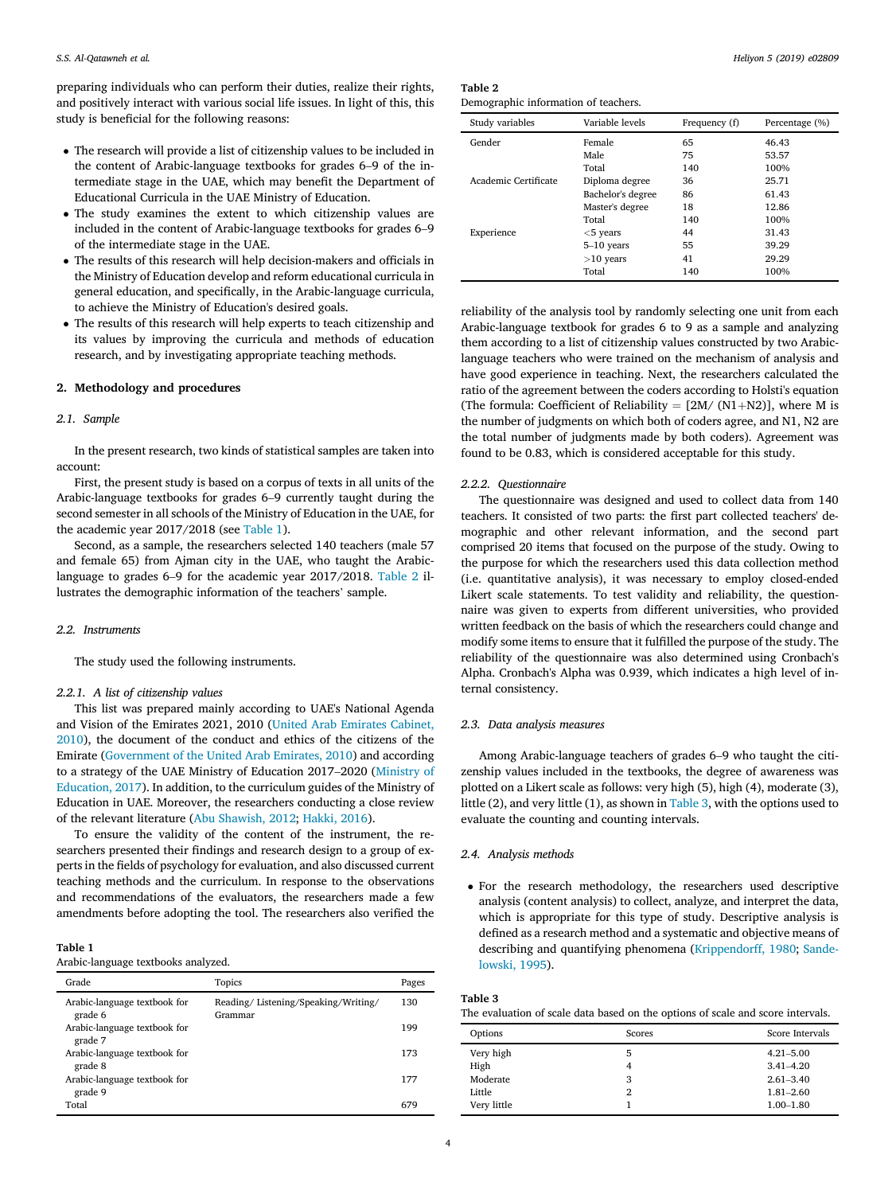preparing individuals who can perform their duties, realize their rights, and positively interact with various social life issues. In light of this, this study is beneficial for the following reasons:

- The research will provide a list of citizenship values to be included in the content of Arabic-language textbooks for grades 6–9 of the intermediate stage in the UAE, which may benefit the Department of Educational Curricula in the UAE Ministry of Education.
- The study examines the extent to which citizenship values are included in the content of Arabic-language textbooks for grades 6–9 of the intermediate stage in the UAE.
- The results of this research will help decision-makers and officials in the Ministry of Education develop and reform educational curricula in general education, and specifically, in the Arabic-language curricula, to achieve the Ministry of Education's desired goals.
- The results of this research will help experts to teach citizenship and its values by improving the curricula and methods of education research, and by investigating appropriate teaching methods.

## 2. Methodology and procedures

### 2.1. Sample

In the present research, two kinds of statistical samples are taken into account:

First, the present study is based on a corpus of texts in all units of the Arabic-language textbooks for grades 6–9 currently taught during the second semester in all schools of the Ministry of Education in the UAE, for the academic year 2017/2018 (see Table 1).

Second, as a sample, the researchers selected 140 teachers (male 57 and female 65) from Ajman city in the UAE, who taught the Arabic-language to grades 6–9 for the academic year 2017/2018. Table 2 illustrates the demographic information of the teachers' sample.

### 2.2. Instruments

The study used the following instruments.

#### 2.2.1. A list of citizenship values

This list was prepared mainly according to UAE's National Agenda and Vision of the Emirates 2021, 2010 (United Arab Emirates Cabinet, 2010), the document of the conduct and ethics of the citizens of the Emirate (Government of the United Arab Emirates, 2010) and according to a strategy of the UAE Ministry of Education 2017–2020 (Ministry of Education, 2017). In addition, to the curriculum guides of the Ministry of Education in UAE. Moreover, the researchers conducting a close review of the relevant literature (Abu Shawish, 2012; Hakki, 2016).

To ensure the validity of the content of the instrument, the researchers presented their findings and research design to a group of experts in the fields of psychology for evaluation, and also discussed current teaching methods and the curriculum. In response to the observations and recommendations of the evaluators, the researchers made a few amendments before adopting the tool. The researchers also verified the reliability of the analysis tool by randomly selecting one unit from each Arabic-language textbook for grades 6 to 9 as a sample and analyzing them according to a list of citizenship values constructed by two Arabic-language teachers who were trained on the mechanism of analysis and have good experience in teaching. Next, the researchers calculated the ratio of the agreement between the coders according to Holsti's equation (The formula: Coefficient of Reliability = $[2M/ (N1+N2)]$, where M is the number of judgments on which both of coders agree, and N1, N2 are the total number of judgments made by both coders). Agreement was found to be 0.83, which is considered acceptable for this study.

**Table 1**
Arabic-language textbooks analyzed.

| Grade | Topics | Pages |
|---|---|---|
| Arabic-language textbook for grade 6 | Reading/ Listening/Speaking/Writing/ Grammar | 130 |
| Arabic-language textbook for grade 7 | | 199 |
| Arabic-language textbook for grade 8 | | 173 |
| Arabic-language textbook for grade 9 | | 177 |
| Total | | 679 |

**Table 2**
Demographic information of teachers.

| Study variables | Variable levels | Frequency (f) | Percentage (%) |
|---|---|---|---|
| Gender | Female | 65 | 46.43 |
| | Male | 75 | 53.57 |
| | Total | 140 | 100% |
| Academic Certificate | Diploma degree | 36 | 25.71 |
| | Bachelor's degree | 86 | 61.43 |
| | Master's degree | 18 | 12.86 |
| | Total | 140 | 100% |
| Experience | <5 years | 44 | 31.43 |
| | 5–10 years | 55 | 39.29 |
| | >10 years | 41 | 29.29 |
| | Total | 140 | 100% |

#### 2.2.2. Questionnaire

The questionnaire was designed and used to collect data from 140 teachers. It consisted of two parts: the first part collected teachers' demographic and other relevant information, and the second part comprised 20 items that focused on the purpose of the study. Owing to the purpose for which the researchers used this data collection method (i.e. quantitative analysis), it was necessary to employ closed-ended Likert scale statements. To test validity and reliability, the questionnaire was given to experts from different universities, who provided written feedback on the basis of which the researchers could change and modify some items to ensure that it fulfilled the purpose of the study. The reliability of the questionnaire was also determined using Cronbach's Alpha. Cronbach's Alpha was 0.939, which indicates a high level of internal consistency.

### 2.3. Data analysis measures

Among Arabic-language teachers of grades 6–9 who taught the citizenship values included in the textbooks, the degree of awareness was plotted on a Likert scale as follows: very high (5), high (4), moderate (3), little (2), and very little (1), as shown in Table 3, with the options used to evaluate the counting and counting intervals.

### 2.4. Analysis methods

- For the research methodology, the researchers used descriptive analysis (content analysis) to collect, analyze, and interpret the data, which is appropriate for this type of study. Descriptive analysis is defined as a research method and a systematic and objective means of describing and quantifying phenomena (Krippendorff, 1980; Sandelowski, 1995).

**Table 3**
The evaluation of scale data based on the options of scale and score intervals.

| Options | Scores | Score Intervals |
|---|---|---|
| Very high | 5 | 4.21–5.00 |
| High | 4 | 3.41–4.20 |
| Moderate | 3 | 2.61–3.40 |
| Little | 2 | 1.81–2.60 |
| Very little | 1 | 1.00–1.80 |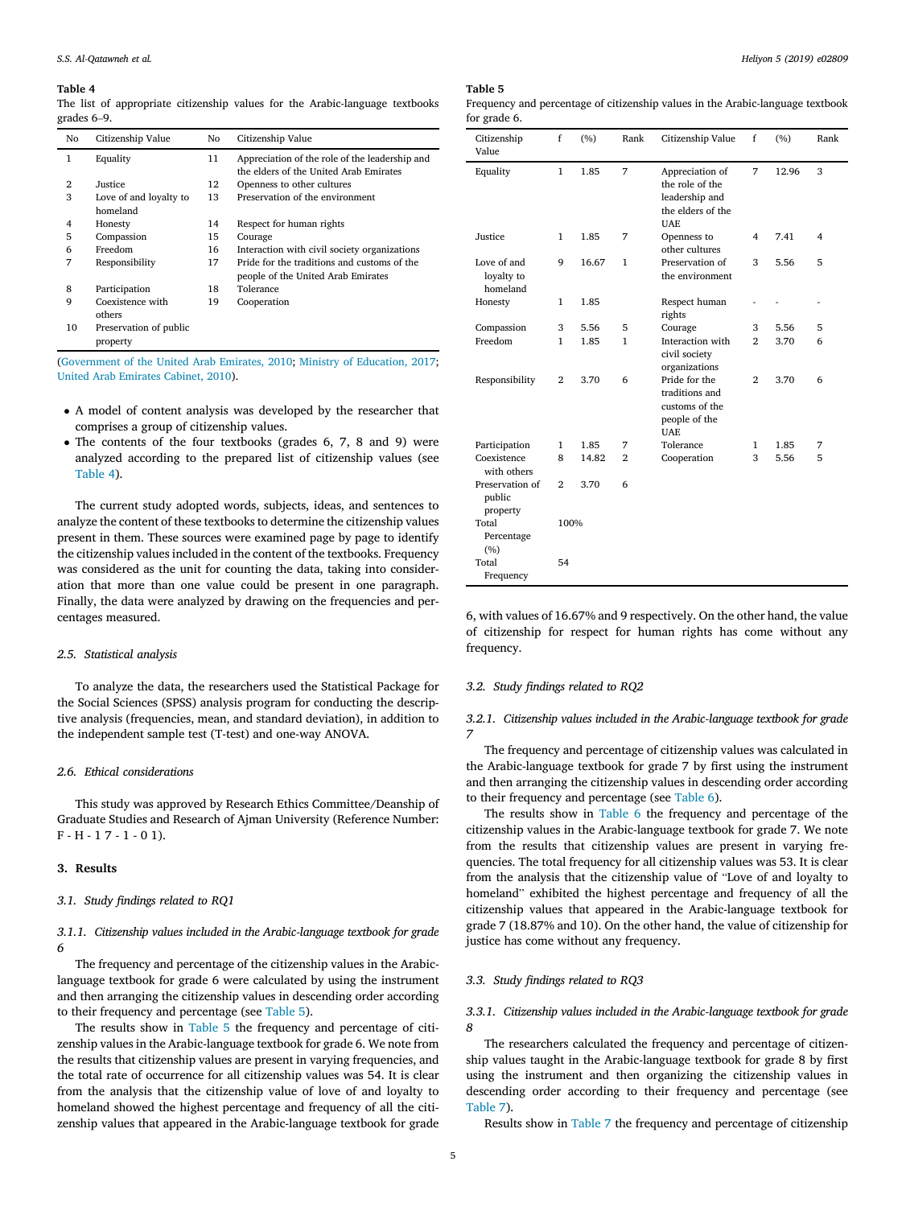**Table 4**
The list of appropriate citizenship values for the Arabic-language textbooks grades 6–9.

| No | Citizenship Value | No | Citizenship Value |
|---|---|---|---|
| 1 | Equality | 11 | Appreciation of the role of the leadership and the elders of the United Arab Emirates |
| 2 | Justice | 12 | Openness to other cultures |
| 3 | Love of and loyalty to homeland | 13 | Preservation of the environment |
| 4 | Honesty | 14 | Respect for human rights |
| 5 | Compassion | 15 | Courage |
| 6 | Freedom | 16 | Interaction with civil society organizations |
| 7 | Responsibility | 17 | Pride for the traditions and customs of the people of the United Arab Emirates |
| 8 | Participation | 18 | Tolerance |
| 9 | Coexistence with others | 19 | Cooperation |
| 10 | Preservation of public property | | |

(Government of the United Arab Emirates, 2010; Ministry of Education, 2017; United Arab Emirates Cabinet, 2010).

- A model of content analysis was developed by the researcher that comprises a group of citizenship values.
- The contents of the four textbooks (grades 6, 7, 8 and 9) were analyzed according to the prepared list of citizenship values (see Table 4).

The current study adopted words, subjects, ideas, and sentences to analyze the content of these textbooks to determine the citizenship values present in them. These sources were examined page by page to identify the citizenship values included in the content of the textbooks. Frequency was considered as the unit for counting the data, taking into consideration that more than one value could be present in one paragraph. Finally, the data were analyzed by drawing on the frequencies and percentages measured.

### 2.5. Statistical analysis

To analyze the data, the researchers used the Statistical Package for the Social Sciences (SPSS) analysis program for conducting the descriptive analysis (frequencies, mean, and standard deviation), in addition to the independent sample test (T-test) and one-way ANOVA.

### 2.6. Ethical considerations

This study was approved by Research Ethics Committee/Deanship of Graduate Studies and Research of Ajman University (Reference Number: F - H - 1 7 - 1 - 0 1).

## 3. Results

### 3.1. Study findings related to RQ1

#### 3.1.1. Citizenship values included in the Arabic-language textbook for grade 6

The frequency and percentage of the citizenship values in the Arabic-language textbook for grade 6 were calculated by using the instrument and then arranging the citizenship values in descending order according to their frequency and percentage (see Table 5).

The results show in Table 5 the frequency and percentage of citizenship values in the Arabic-language textbook for grade 6. We note from the results that citizenship values are present in varying frequencies, and the total rate of occurrence for all citizenship values was 54. It is clear from the analysis that the citizenship value of love of and loyalty to homeland showed the highest percentage and frequency of all the citizenship values that appeared in the Arabic-language textbook for grade 6, with values of 16.67% and 9 respectively. On the other hand, the value of citizenship for respect for human rights has come without any frequency.

**Table 5**
Frequency and percentage of citizenship values in the Arabic-language textbook for grade 6.

| Citizenship Value | f | (%) | Rank | Citizenship Value | f | (%) | Rank |
|---|---|---|---|---|---|---|---|
| Equality | 1 | 1.85 | 7 | Appreciation of the role of the leadership and the elders of the UAE | 7 | 12.96 | 3 |
| Justice | 1 | 1.85 | 7 | Openness to other cultures | 4 | 7.41 | 4 |
| Love of and loyalty to homeland | 9 | 16.67 | 1 | Preservation of the environment | 3 | 5.56 | 5 |
| Honesty | 1 | 1.85 | | Respect human rights | - | - | - |
| Compassion | 3 | 5.56 | 5 | Courage | 3 | 5.56 | 5 |
| Freedom | 1 | 1.85 | 1 | Interaction with civil society organizations | 2 | 3.70 | 6 |
| Responsibility | 2 | 3.70 | 6 | Pride for the traditions and customs of the people of the UAE | 2 | 3.70 | 6 |
| Participation | 1 | 1.85 | 7 | Tolerance | 1 | 1.85 | 7 |
| Coexistence with others | 8 | 14.82 | 2 | Cooperation | 3 | 5.56 | 5 |
| Preservation of public property | 2 | 3.70 | 6 | | | | |
| Total Percentage (%) | 100% | | | | | | |
| Total Frequency | 54 | | | | | | |

### 3.2. Study findings related to RQ2

#### 3.2.1. Citizenship values included in the Arabic-language textbook for grade 7

The frequency and percentage of citizenship values was calculated in the Arabic-language textbook for grade 7 by first using the instrument and then arranging the citizenship values in descending order according to their frequency and percentage (see Table 6).

The results show in Table 6 the frequency and percentage of the citizenship values in the Arabic-language textbook for grade 7. We note from the results that citizenship values are present in varying frequencies. The total frequency for all citizenship values was 53. It is clear from the analysis that the citizenship value of "Love of and loyalty to homeland" exhibited the highest percentage and frequency of all the citizenship values that appeared in the Arabic-language textbook for grade 7 (18.87% and 10). On the other hand, the value of citizenship for justice has come without any frequency.

### 3.3. Study findings related to RQ3

#### 3.3.1. Citizenship values included in the Arabic-language textbook for grade 8

The researchers calculated the frequency and percentage of citizenship values taught in the Arabic-language textbook for grade 8 by first using the instrument and then organizing the citizenship values in descending order according to their frequency and percentage (see Table 7).

Results show in Table 7 the frequency and percentage of citizenship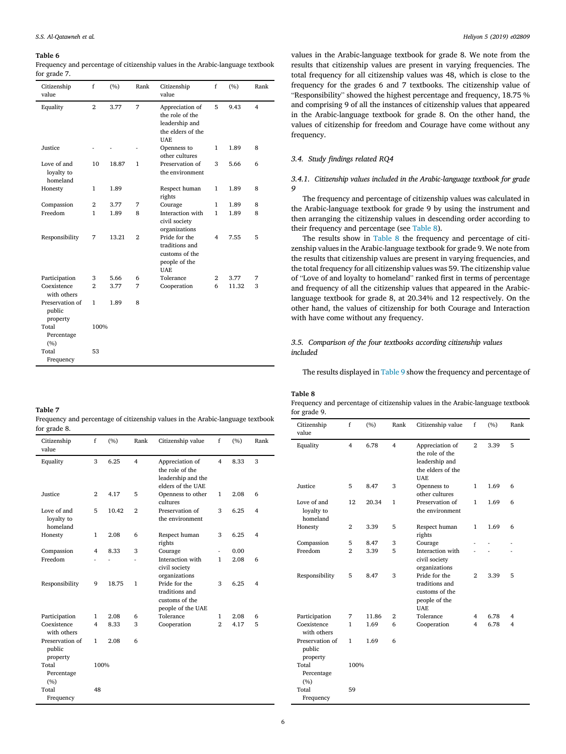**Table 6**
Frequency and percentage of citizenship values in the Arabic-language textbook for grade 7.

| Citizenship value | f | (%) | Rank | Citizenship value | f | (%) | Rank |
|---|---|---|---|---|---|---|---|
| Equality | 2 | 3.77 | 7 | Appreciation of the role of the leadership and the elders of the UAE | 5 | 9.43 | 4 |
| Justice | - | - | - | Openness to other cultures | 1 | 1.89 | 8 |
| Love of and loyalty to homeland | 10 | 18.87 | 1 | Preservation of the environment | 3 | 5.66 | 6 |
| Honesty | 1 | 1.89 | | Respect human rights | 1 | 1.89 | 8 |
| Compassion | 2 | 3.77 | 7 | Courage | 1 | 1.89 | 8 |
| Freedom | 1 | 1.89 | 8 | Interaction with civil society organizations | 1 | 1.89 | 8 |
| Responsibility | 7 | 13.21 | 2 | Pride for the traditions and customs of the people of the UAE | 4 | 7.55 | 5 |
| Participation | 3 | 5.66 | 6 | Tolerance | 2 | 3.77 | 7 |
| Coexistence with others | 2 | 3.77 | 7 | Cooperation | 6 | 11.32 | 3 |
| Preservation of public property | 1 | 1.89 | 8 | | | | |
| Total Percentage (%) | 100% | | | | | | |
| Total Frequency | 53 | | | | | | |

**Table 7**
Frequency and percentage of citizenship values in the Arabic-language textbook for grade 8.

| Citizenship value | f | (%) | Rank | Citizenship value | f | (%) | Rank |
|---|---|---|---|---|---|---|---|
| Equality | 3 | 6.25 | 4 | Appreciation of the role of the leadership and the elders of the UAE | 4 | 8.33 | 3 |
| Justice | 2 | 4.17 | 5 | Openness to other cultures | 1 | 2.08 | 6 |
| Love of and loyalty to homeland | 5 | 10.42 | 2 | Preservation of the environment | 3 | 6.25 | 4 |
| Honesty | 1 | 2.08 | 6 | Respect human rights | 3 | 6.25 | 4 |
| Compassion | 4 | 8.33 | 3 | Courage | - | 0.00 | |
| Freedom | - | - | - | Interaction with civil society organizations | 1 | 2.08 | 6 |
| Responsibility | 9 | 18.75 | 1 | Pride for the traditions and customs of the people of the UAE | 3 | 6.25 | 4 |
| Participation | 1 | 2.08 | 6 | Tolerance | 1 | 2.08 | 6 |
| Coexistence with others | 4 | 8.33 | 3 | Cooperation | 2 | 4.17 | 5 |
| Preservation of public property | 1 | 2.08 | 6 | | | | |
| Total Percentage (%) | 100% | | | | | | |
| Total Frequency | 48 | | | | | | |

values in the Arabic-language textbook for grade 8. We note from the results that citizenship values are present in varying frequencies. The total frequency for all citizenship values was 48, which is close to the frequency for the grades 6 and 7 textbooks. The citizenship value of "Responsibility" showed the highest percentage and frequency, 18.75 % and comprising 9 of all the instances of citizenship values that appeared in the Arabic-language textbook for grade 8. On the other hand, the values of citizenship for freedom and Courage have come without any frequency.

### *3.4. Study findings related RQ4*

#### *3.4.1. Citizenship values included in the Arabic-language textbook for grade 9*

The frequency and percentage of citizenship values was calculated in the Arabic-language textbook for grade 9 by using the instrument and then arranging the citizenship values in descending order according to their frequency and percentage (see Table 8).

The results show in Table 8 the frequency and percentage of citizenship values in the Arabic-language textbook for grade 9. We note from the results that citizenship values are present in varying frequencies, and the total frequency for all citizenship values was 59. The citizenship value of "Love of and loyalty to homeland" ranked first in terms of percentage and frequency of all the citizenship values that appeared in the Arabic-language textbook for grade 8, at 20.34% and 12 respectively. On the other hand, the values of citizenship for both Courage and Interaction with have come without any frequency.

### *3.5. Comparison of the four textbooks according citizenship values included*

The results displayed in Table 9 show the frequency and percentage of

**Table 8**
Frequency and percentage of citizenship values in the Arabic-language textbook for grade 9.

| Citizenship value | f | (%) | Rank | Citizenship value | f | (%) | Rank |
|---|---|---|---|---|---|---|---|
| Equality | 4 | 6.78 | 4 | Appreciation of the role of the leadership and the elders of the UAE | 2 | 3.39 | 5 |
| Justice | 5 | 8.47 | 3 | Openness to other cultures | 1 | 1.69 | 6 |
| Love of and loyalty to homeland | 12 | 20.34 | 1 | Preservation of the environment | 1 | 1.69 | 6 |
| Honesty | 2 | 3.39 | 5 | Respect human rights | 1 | 1.69 | 6 |
| Compassion | 5 | 8.47 | 3 | Courage | - | - | - |
| Freedom | 2 | 3.39 | 5 | Interaction with civil society organizations | - | - | - |
| Responsibility | 5 | 8.47 | 3 | Pride for the traditions and customs of the people of the UAE | 2 | 3.39 | 5 |
| Participation | 7 | 11.86 | 2 | Tolerance | 4 | 6.78 | 4 |
| Coexistence with others | 1 | 1.69 | 6 | Cooperation | 4 | 6.78 | 4 |
| Preservation of public property | 1 | 1.69 | 6 | | | | |
| Total Percentage (%) | 100% | | | | | | |
| Total Frequency | 59 | | | | | | |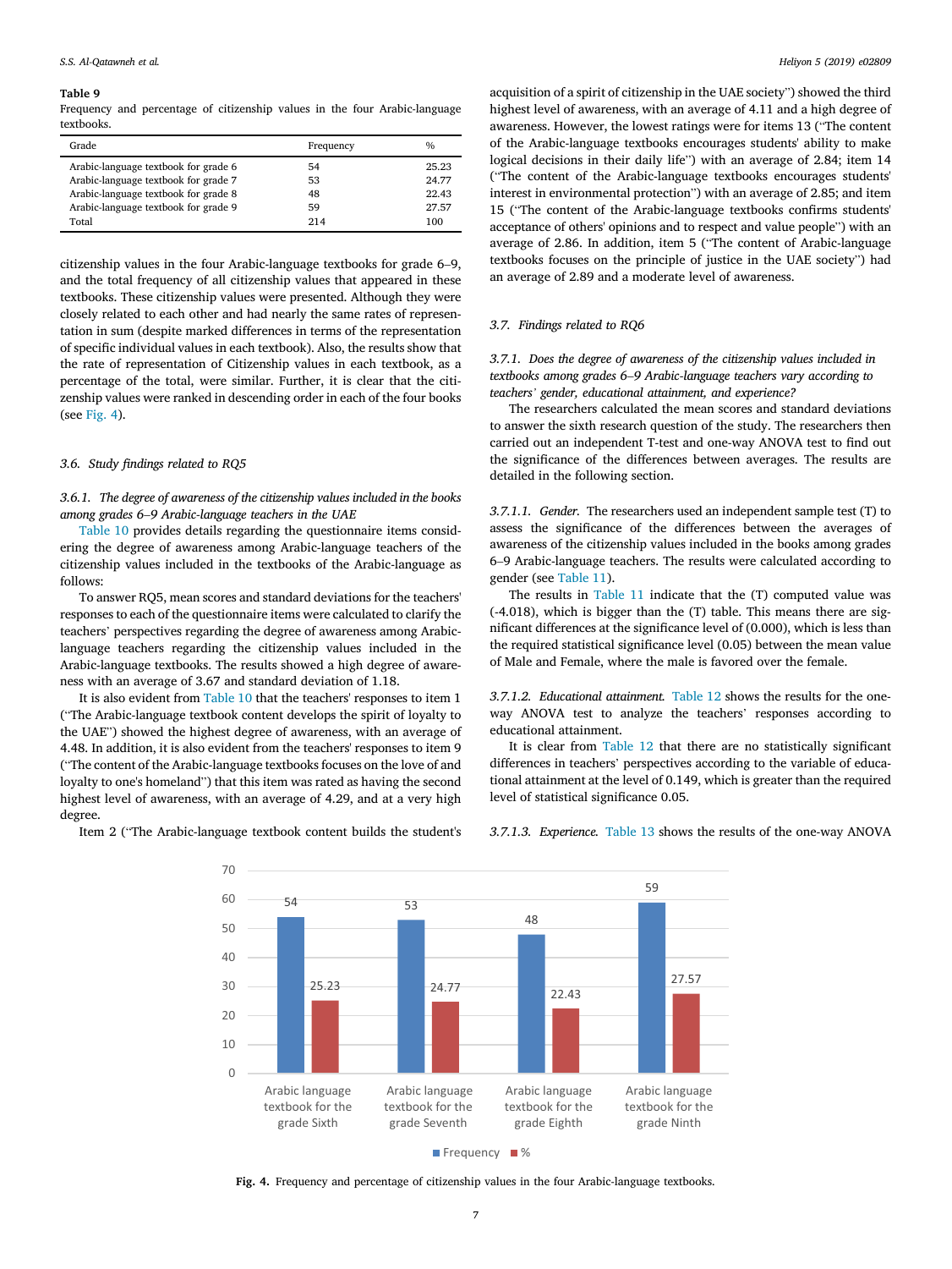**Table 9**
Frequency and percentage of citizenship values in the four Arabic-language textbooks.

| Grade | Frequency | % |
|---|---|---|
| Arabic-language textbook for grade 6 | 54 | 25.23 |
| Arabic-language textbook for grade 7 | 53 | 24.77 |
| Arabic-language textbook for grade 8 | 48 | 22.43 |
| Arabic-language textbook for grade 9 | 59 | 27.57 |
| Total | 214 | 100 |

citizenship values in the four Arabic-language textbooks for grade 6–9, and the total frequency of all citizenship values that appeared in these textbooks. These citizenship values were presented. Although they were closely related to each other and had nearly the same rates of representation in sum (despite marked differences in terms of the representation of specific individual values in each textbook). Also, the results show that the rate of representation of Citizenship values in each textbook, as a percentage of the total, were similar. Further, it is clear that the citizenship values were ranked in descending order in each of the four books (see Fig. 4).

### 3.6. Study findings related to RQ5

#### 3.6.1. The degree of awareness of the citizenship values included in the books among grades 6–9 Arabic-language teachers in the UAE

Table 10 provides details regarding the questionnaire items considering the degree of awareness among Arabic-language teachers of the citizenship values included in the textbooks of the Arabic-language as follows:

To answer RQ5, mean scores and standard deviations for the teachers' responses to each of the questionnaire items were calculated to clarify the teachers' perspectives regarding the degree of awareness among Arabic-language teachers regarding the citizenship values included in the Arabic-language textbooks. The results showed a high degree of awareness with an average of 3.67 and standard deviation of 1.18.

It is also evident from Table 10 that the teachers' responses to item 1 ("The Arabic-language textbook content develops the spirit of loyalty to the UAE") showed the highest degree of awareness, with an average of 4.48. In addition, it is also evident from the teachers' responses to item 9 ("The content of the Arabic-language textbooks focuses on the love of and loyalty to one's homeland") that this item was rated as having the second highest level of awareness, with an average of 4.29, and at a very high degree.

Item 2 ("The Arabic-language textbook content builds the student's acquisition of a spirit of citizenship in the UAE society") showed the third highest level of awareness, with an average of 4.11 and a high degree of awareness. However, the lowest ratings were for items 13 ("The content of the Arabic-language textbooks encourages students' ability to make logical decisions in their daily life") with an average of 2.84; item 14 ("The content of the Arabic-language textbooks encourages students' interest in environmental protection") with an average of 2.85; and item 15 ("The content of the Arabic-language textbooks confirms students' acceptance of others' opinions and to respect and value people") with an average of 2.86. In addition, item 5 ("The content of Arabic-language textbooks focuses on the principle of justice in the UAE society") had an average of 2.89 and a moderate level of awareness.

### 3.7. Findings related to RQ6

#### 3.7.1. Does the degree of awareness of the citizenship values included in textbooks among grades 6–9 Arabic-language teachers vary according to teachers' gender, educational attainment, and experience?

The researchers calculated the mean scores and standard deviations to answer the sixth research question of the study. The researchers then carried out an independent T-test and one-way ANOVA test to find out the significance of the differences between averages. The results are detailed in the following section.

*3.7.1.1. Gender.* The researchers used an independent sample test (T) to assess the significance of the differences between the averages of awareness of the citizenship values included in the books among grades 6–9 Arabic-language teachers. The results were calculated according to gender (see Table 11).

The results in Table 11 indicate that the (T) computed value was (-4.018), which is bigger than the (T) table. This means there are significant differences at the significance level of (0.000), which is less than the required statistical significance level (0.05) between the mean value of Male and Female, where the male is favored over the female.

*3.7.1.2. Educational attainment.* Table 12 shows the results for the one-way ANOVA test to analyze the teachers' responses according to educational attainment.

It is clear from Table 12 that there are no statistically significant differences in teachers' perspectives according to the variable of educational attainment at the level of 0.149, which is greater than the required level of statistical significance 0.05.

*3.7.1.3. Experience.* Table 13 shows the results of the one-way ANOVA

| | Arabic language textbook for the grade Sixth | Arabic language textbook for the grade Seventh | Arabic language textbook for the grade Eighth | Arabic language textbook for the grade Ninth |
|---|---|---|---|---|
| Frequency | 54 | 53 | 48 | 59 |
| % | 25.23 | 24.77 | 22.43 | 27.57 |

**Fig. 4.** Frequency and percentage of citizenship values in the four Arabic-language textbooks.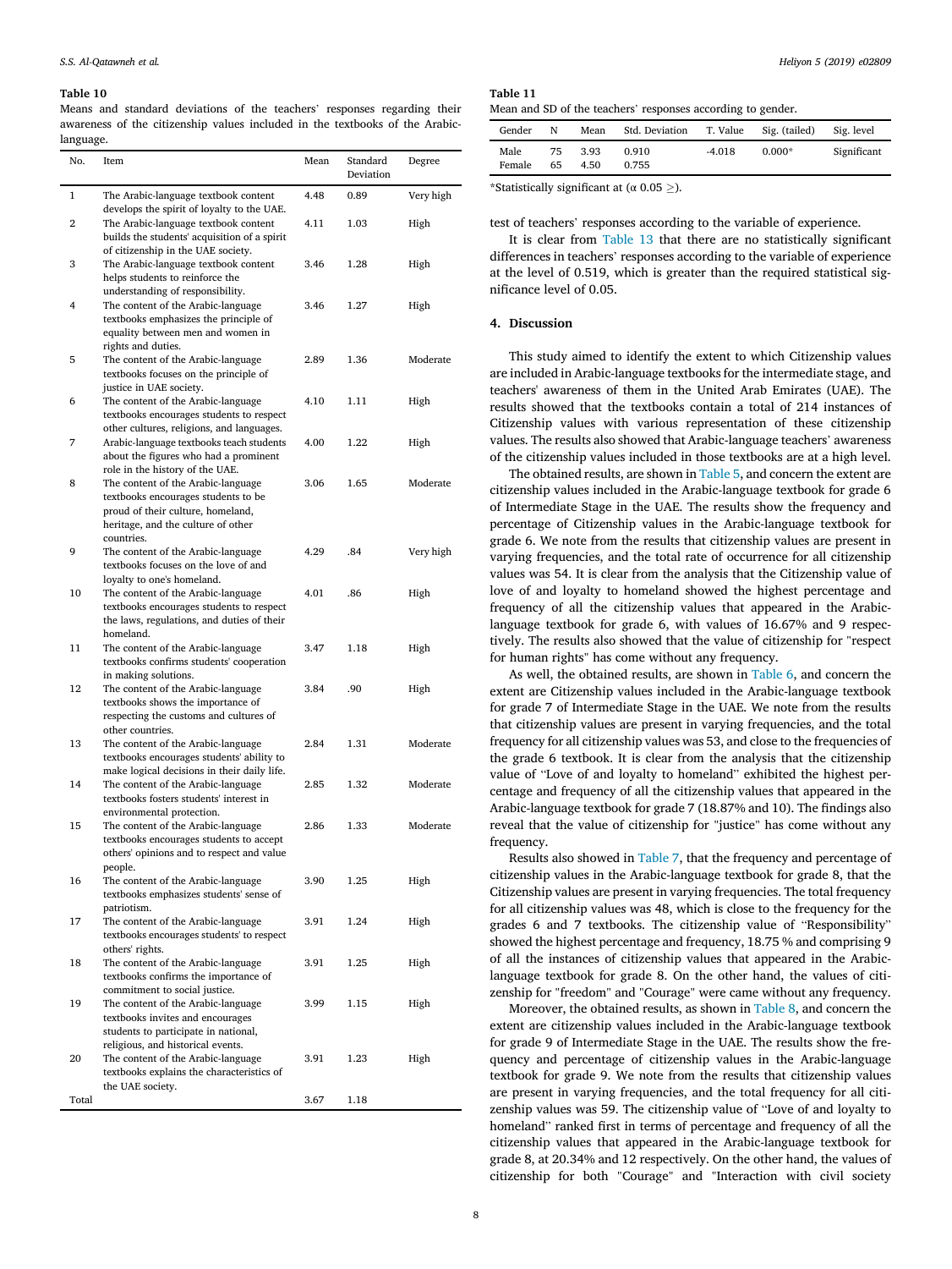**Table 10**

Means and standard deviations of the teachers' responses regarding their awareness of the citizenship values included in the textbooks of the Arabic-language.

| No. | Item | Mean | Standard Deviation | Degree |
|---|---|---|---|---|
| 1 | The Arabic-language textbook content develops the spirit of loyalty to the UAE. | 4.48 | 0.89 | Very high |
| 2 | The Arabic-language textbook content builds the students' acquisition of a spirit of citizenship in the UAE society. | 4.11 | 1.03 | High |
| 3 | The Arabic-language textbook content helps students to reinforce the understanding of responsibility. | 3.46 | 1.28 | High |
| 4 | The content of the Arabic-language textbooks emphasizes the principle of equality between men and women in rights and duties. | 3.46 | 1.27 | High |
| 5 | The content of the Arabic-language textbooks focuses on the principle of justice in UAE society. | 2.89 | 1.36 | Moderate |
| 6 | The content of the Arabic-language textbooks encourages students to respect other cultures, religions, and languages. | 4.10 | 1.11 | High |
| 7 | Arabic-language textbooks teach students about the figures who had a prominent role in the history of the UAE. | 4.00 | 1.22 | High |
| 8 | The content of the Arabic-language textbooks encourages students to be proud of their culture, homeland, heritage, and the culture of other countries. | 3.06 | 1.65 | Moderate |
| 9 | The content of the Arabic-language textbooks focuses on the love of and loyalty to one's homeland. | 4.29 | .84 | Very high |
| 10 | The content of the Arabic-language textbooks encourages students to respect the laws, regulations, and duties of their homeland. | 4.01 | .86 | High |
| 11 | The content of the Arabic-language textbooks confirms students' cooperation in making solutions. | 3.47 | 1.18 | High |
| 12 | The content of the Arabic-language textbooks shows the importance of respecting the customs and cultures of other countries. | 3.84 | .90 | High |
| 13 | The content of the Arabic-language textbooks encourages students' ability to make logical decisions in their daily life. | 2.84 | 1.31 | Moderate |
| 14 | The content of the Arabic-language textbooks fosters students' interest in environmental protection. | 2.85 | 1.32 | Moderate |
| 15 | The content of the Arabic-language textbooks encourages students to accept others' opinions and to respect and value people. | 2.86 | 1.33 | Moderate |
| 16 | The content of the Arabic-language textbooks emphasizes students' sense of patriotism. | 3.90 | 1.25 | High |
| 17 | The content of the Arabic-language textbooks encourages students' to respect others' rights. | 3.91 | 1.24 | High |
| 18 | The content of the Arabic-language textbooks confirms the importance of commitment to social justice. | 3.91 | 1.25 | High |
| 19 | The content of the Arabic-language textbooks invites and encourages students to participate in national, religious, and historical events. | 3.99 | 1.15 | High |
| 20 | The content of the Arabic-language textbooks explains the characteristics of the UAE society. | 3.91 | 1.23 | High |
| Total | | 3.67 | 1.18 | |

**Table 11**

Mean and SD of the teachers' responses according to gender.

| Gender | N | Mean | Std. Deviation | T. Value | Sig. (tailed) | Sig. level |
|---|---|---|---|---|---|---|
| Male | 75 | 3.93 | 0.910 | -4.018 | 0.000* | Significant |
| Female | 65 | 4.50 | 0.755 | | | |

*Statistically significant at (α 0.05 ≥).

test of teachers' responses according to the variable of experience.

It is clear from Table 13 that there are no statistically significant differences in teachers' responses according to the variable of experience at the level of 0.519, which is greater than the required statistical significance level of 0.05.

## 4. Discussion

This study aimed to identify the extent to which Citizenship values are included in Arabic-language textbooks for the intermediate stage, and teachers' awareness of them in the United Arab Emirates (UAE). The results showed that the textbooks contain a total of 214 instances of Citizenship values with various representation of these citizenship values. The results also showed that Arabic-language teachers' awareness of the citizenship values included in those textbooks are at a high level.

The obtained results, are shown in Table 5, and concern the extent are citizenship values included in the Arabic-language textbook for grade 6 of Intermediate Stage in the UAE. The results show the frequency and percentage of Citizenship values in the Arabic-language textbook for grade 6. We note from the results that citizenship values are present in varying frequencies, and the total rate of occurrence for all citizenship values was 54. It is clear from the analysis that the Citizenship value of love of and loyalty to homeland showed the highest percentage and frequency of all the citizenship values that appeared in the Arabic-language textbook for grade 6, with values of 16.67% and 9 respectively. The results also showed that the value of citizenship for "respect for human rights" has come without any frequency.

As well, the obtained results, are shown in Table 6, and concern the extent are Citizenship values included in the Arabic-language textbook for grade 7 of Intermediate Stage in the UAE. We note from the results that citizenship values are present in varying frequencies, and the total frequency for all citizenship values was 53, and close to the frequencies of the grade 6 textbook. It is clear from the analysis that the citizenship value of "Love of and loyalty to homeland" exhibited the highest percentage and frequency of all the citizenship values that appeared in the Arabic-language textbook for grade 7 (18.87% and 10). The findings also reveal that the value of citizenship for "justice" has come without any frequency.

Results also showed in Table 7, that the frequency and percentage of citizenship values in the Arabic-language textbook for grade 8, that the Citizenship values are present in varying frequencies. The total frequency for all citizenship values was 48, which is close to the frequency for the grades 6 and 7 textbooks. The citizenship value of "Responsibility" showed the highest percentage and frequency, 18.75 % and comprising 9 of all the instances of citizenship values that appeared in the Arabic-language textbook for grade 8. On the other hand, the values of citizenship for "freedom" and "Courage" were came without any frequency.

Moreover, the obtained results, as shown in Table 8, and concern the extent are citizenship values included in the Arabic-language textbook for grade 9 of Intermediate Stage in the UAE. The results show the frequency and percentage of citizenship values in the Arabic-language textbook for grade 9. We note from the results that citizenship values are present in varying frequencies, and the total frequency for all citizenship values was 59. The citizenship value of "Love of and loyalty to homeland" ranked first in terms of percentage and frequency of all the citizenship values that appeared in the Arabic-language textbook for grade 8, at 20.34% and 12 respectively. On the other hand, the values of citizenship for both "Courage" and "Interaction with civil society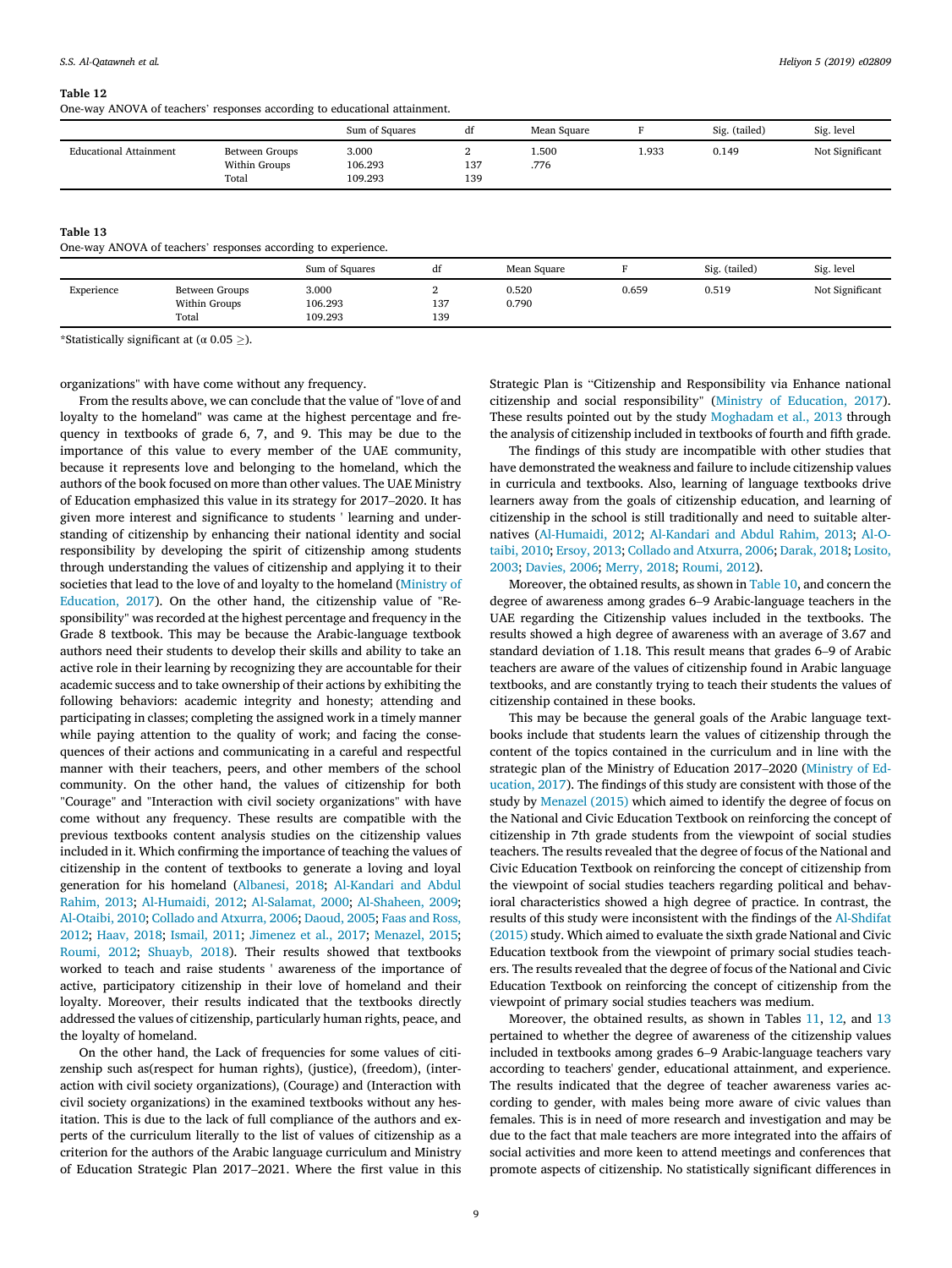**Table 12**

One-way ANOVA of teachers' responses according to educational attainment.

| | | Sum of Squares | df | Mean Square | F | Sig. (tailed) | Sig. level |
|---|---|---|---|---|---|---|---|
| Educational Attainment | Between Groups | 3.000 | 2 | 1.500 | 1.933 | 0.149 | Not Significant |
| | Within Groups | 106.293 | 137 | .776 | | | |
| | Total | 109.293 | 139 | | | | |

**Table 13**

One-way ANOVA of teachers' responses according to experience.

| | | Sum of Squares | df | Mean Square | F | Sig. (tailed) | Sig. level |
|---|---|---|---|---|---|---|---|
| Experience | Between Groups | 3.000 | 2 | 0.520 | 0.659 | 0.519 | Not Significant |
| | Within Groups | 106.293 | 137 | 0.790 | | | |
| | Total | 109.293 | 139 | | | | |

*Statistically significant at ($\alpha$ 0.05 $\geq$).

organizations" with have come without any frequency.

From the results above, we can conclude that the value of "love of and loyalty to the homeland" was came at the highest percentage and frequency in textbooks of grade 6, 7, and 9. This may be due to the importance of this value to every member of the UAE community, because it represents love and belonging to the homeland, which the authors of the book focused on more than other values. The UAE Ministry of Education emphasized this value in its strategy for 2017–2020. It has given more interest and significance to students ' learning and understanding of citizenship by enhancing their national identity and social responsibility by developing the spirit of citizenship among students through understanding the values of citizenship and applying it to their societies that lead to the love of and loyalty to the homeland (Ministry of Education, 2017). On the other hand, the citizenship value of "Responsibility" was recorded at the highest percentage and frequency in the Grade 8 textbook. This may be because the Arabic-language textbook authors need their students to develop their skills and ability to take an active role in their learning by recognizing they are accountable for their academic success and to take ownership of their actions by exhibiting the following behaviors: academic integrity and honesty; attending and participating in classes; completing the assigned work in a timely manner while paying attention to the quality of work; and facing the consequences of their actions and communicating in a careful and respectful manner with their teachers, peers, and other members of the school community. On the other hand, the values of citizenship for both "Courage" and "Interaction with civil society organizations" with have come without any frequency. These results are compatible with the previous textbooks content analysis studies on the citizenship values included in it. Which confirming the importance of teaching the values of citizenship in the content of textbooks to generate a loving and loyal generation for his homeland (Albanesi, 2018; Al-Kandari and Abdul Rahim, 2013; Al-Humaidi, 2012; Al-Salamat, 2000; Al-Shaheen, 2009; Al-Otaibi, 2010; Collado and Atxurra, 2006; Daoud, 2005; Faas and Ross, 2012; Haav, 2018; Ismail, 2011; Jimenez et al., 2017; Menazel, 2015; Roumi, 2012; Shuayb, 2018). Their results showed that textbooks worked to teach and raise students ' awareness of the importance of active, participatory citizenship in their love of homeland and their loyalty. Moreover, their results indicated that the textbooks directly addressed the values of citizenship, particularly human rights, peace, and the loyalty of homeland.

On the other hand, the Lack of frequencies for some values of citizenship such as(respect for human rights), (justice), (freedom), (interaction with civil society organizations), (Courage) and (Interaction with civil society organizations) in the examined textbooks without any hesitation. This is due to the lack of full compliance of the authors and experts of the curriculum literally to the list of values of citizenship as a criterion for the authors of the Arabic language curriculum and Ministry of Education Strategic Plan 2017–2021. Where the first value in this Strategic Plan is "Citizenship and Responsibility via Enhance national citizenship and social responsibility" (Ministry of Education, 2017). These results pointed out by the study Moghadam et al., 2013 through the analysis of citizenship included in textbooks of fourth and fifth grade.

The findings of this study are incompatible with other studies that have demonstrated the weakness and failure to include citizenship values in curricula and textbooks. Also, learning of language textbooks drive learners away from the goals of citizenship education, and learning of citizenship in the school is still traditionally and need to suitable alternatives (Al-Humaidi, 2012; Al-Kandari and Abdul Rahim, 2013; Al-Otaibi, 2010; Ersoy, 2013; Collado and Atxurra, 2006; Darak, 2018; Losito, 2003; Davies, 2006; Merry, 2018; Roumi, 2012).

Moreover, the obtained results, as shown in Table 10, and concern the degree of awareness among grades 6–9 Arabic-language teachers in the UAE regarding the Citizenship values included in the textbooks. The results showed a high degree of awareness with an average of 3.67 and standard deviation of 1.18. This result means that grades 6–9 of Arabic teachers are aware of the values of citizenship found in Arabic language textbooks, and are constantly trying to teach their students the values of citizenship contained in these books.

This may be because the general goals of the Arabic language textbooks include that students learn the values of citizenship through the content of the topics contained in the curriculum and in line with the strategic plan of the Ministry of Education 2017–2020 (Ministry of Education, 2017). The findings of this study are consistent with those of the study by Menazel (2015) which aimed to identify the degree of focus on the National and Civic Education Textbook on reinforcing the concept of citizenship in 7th grade students from the viewpoint of social studies teachers. The results revealed that the degree of focus of the National and Civic Education Textbook on reinforcing the concept of citizenship from the viewpoint of social studies teachers regarding political and behavioral characteristics showed a high degree of practice. In contrast, the results of this study were inconsistent with the findings of the Al-Shdifat (2015) study. Which aimed to evaluate the sixth grade National and Civic Education textbook from the viewpoint of primary social studies teachers. The results revealed that the degree of focus of the National and Civic Education Textbook on reinforcing the concept of citizenship from the viewpoint of primary social studies teachers was medium.

Moreover, the obtained results, as shown in Tables 11, 12, and 13 pertained to whether the degree of awareness of the citizenship values included in textbooks among grades 6–9 Arabic-language teachers vary according to teachers' gender, educational attainment, and experience. The results indicated that the degree of teacher awareness varies according to gender, with males being more aware of civic values than females. This is in need of more research and investigation and may be due to the fact that male teachers are more integrated into the affairs of social activities and more keen to attend meetings and conferences that promote aspects of citizenship. No statistically significant differences in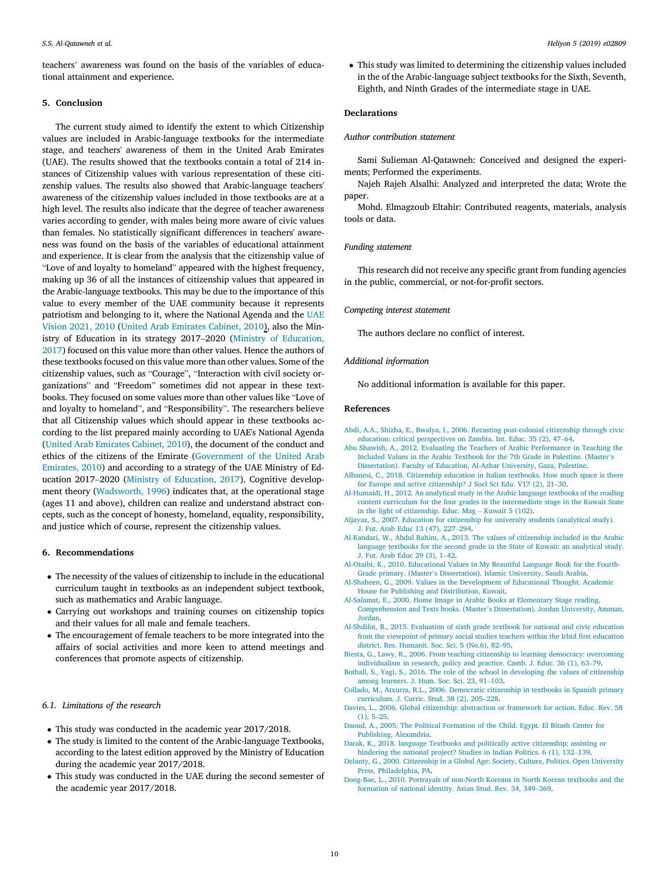teachers' awareness was found on the basis of the variables of educational attainment and experience.

## 5. Conclusion

The current study aimed to identify the extent to which Citizenship values are included in Arabic-language textbooks for the intermediate stage, and teachers' awareness of them in the United Arab Emirates (UAE). The results showed that the textbooks contain a total of 214 instances of Citizenship values with various representation of these citizenship values. The results also showed that Arabic-language teachers' awareness of the citizenship values included in those textbooks are at a high level. The results also indicate that the degree of teacher awareness varies according to gender, with males being more aware of civic values than females. No statistically significant differences in teachers' awareness was found on the basis of the variables of educational attainment and experience. It is clear from the analysis that the citizenship value of "Love of and loyalty to homeland" appeared with the highest frequency, making up 36 of all the instances of citizenship values that appeared in the Arabic-language textbooks. This may be due to the importance of this value to every member of the UAE community because it represents patriotism and belonging to it, where the National Agenda and the UAE Vision 2021, 2010 (United Arab Emirates Cabinet, 2010), also the Ministry of Education in its strategy 2017–2020 (Ministry of Education, 2017) focused on this value more than other values. Hence the authors of these textbooks focused on this value more than other values. Some of the citizenship values, such as "Courage", "Interaction with civil society organizations" and "Freedom" sometimes did not appear in these textbooks. They focused on some values more than other values like "Love of and loyalty to homeland", and "Responsibility". The researchers believe that all Citizenship values which should appear in these textbooks according to the list prepared mainly according to UAE's National Agenda (United Arab Emirates Cabinet, 2010), the document of the conduct and ethics of the citizens of the Emirate (Government of the United Arab Emirates, 2010) and according to a strategy of the UAE Ministry of Education 2017–2020 (Ministry of Education, 2017). Cognitive development theory (Wadsworth, 1996) indicates that, at the operational stage (ages 11 and above), children can realize and understand abstract concepts, such as the concept of honesty, homeland, equality, responsibility, and justice which of course, represent the citizenship values.

## 6. Recommendations

- The necessity of the values of citizenship to include in the educational curriculum taught in textbooks as an independent subject textbook, such as mathematics and Arabic language.
- Carrying out workshops and training courses on citizenship topics and their values for all male and female teachers.
- The encouragement of female teachers to be more integrated into the affairs of social activities and more keen to attend meetings and conferences that promote aspects of citizenship.

### 6.1. Limitations of the research

- This study was conducted in the academic year 2017/2018.
- The study is limited to the content of the Arabic-language Textbooks, according to the latest edition approved by the Ministry of Education during the academic year 2017/2018.
- This study was conducted in the UAE during the second semester of the academic year 2017/2018.
- This study was limited to determining the citizenship values included in the of the Arabic-language subject textbooks for the Sixth, Seventh, Eighth, and Ninth Grades of the intermediate stage in UAE.

## Declarations

### Author contribution statement

Sami Sulieman Al-Qatawneh: Conceived and designed the experiments; Performed the experiments.

Najeh Rajeh Alsalhi: Analyzed and interpreted the data; Wrote the paper.

Mohd. Elmagzoub Eltahir: Contributed reagents, materials, analysis tools or data.

### Funding statement

This research did not receive any specific grant from funding agencies in the public, commercial, or not-for-profit sectors.

### Competing interest statement

The authors declare no conflict of interest.

### Additional information

No additional information is available for this paper.

## References

Abdi, A.A., Shizha, E., Bwalya, I., 2006. Recasting post-colonial citizenship through civic education: critical perspectives on Zambia. Int. Educ. 35 (2), 47–64.

Abu Shawish, A., 2012. Evaluating the Teachers of Arabic Performance in Teaching the Included Values in the Arabic Textbook for the 7th Grade in Palestine. (Master's Dissertation). Faculty of Education, Al-Azhar University, Gaza, Palestine.

Albanesi, C., 2018. Citizenship education in Italian textbooks. How much space is there for Europe and active citizenship? J Socl Sci Edu. V17 (2), 21–30.

Al-Humaidi, H., 2012. An analytical study in the Arabic language textbooks of the reading content curriculum for the four grades in the intermediate stage in the Kuwait State in the light of citizenship. Educ. Mag – Kuwait 5 (102).

Aljayaz, S., 2007. Education for citizenship for university students (analytical study). J. Fut. Arab Educ 13 (47), 227–294.

Al-Kandari, W., Abdul Rahim, A., 2013. The values of citizenship included in the Arabic language textbooks for the second grade in the State of Kuwait: an analytical study. J. Fut. Arab Educ 29 (3), 1–42.

Al-Otaibi, K., 2010. Educational Values in My Beautiful Language Book for the Fourth-Grade primary. (Master's Dissertation). Islamic University, Saudi Arabia.

Al-Shaheen, G., 2009. Values in the Development of Educational Thought. Academic House for Publishing and Distribution, Kuwait.

Al-Salamat, E., 2000. Home Image in Arabic Books at Elementary Stage reading, Comprehension and Texts books. (Master's Dissertation). Jordan University, Amman, Jordan.

Al-Shdifat, B., 2015. Evaluation of sixth grade textbook for national and civic education from the viewpoint of primary social studies teachers within the Irbid first education district. Res. Humanit. Soc. Sci. 5 (No.6), 82–95.

Biesta, G., Lawy, R., 2006. From teaching citizenship to learning democracy: overcoming individualism in research, policy and practice. Camb. J. Educ. 36 (1), 63–79.

Botball, S., Yagi, S., 2016. The role of the school in developing the values of citizenship among learners. J. Hum. Soc. Sci. 23, 91–103.

Collado, M., Atxurra, R.L., 2006. Democratic citizenship in textbooks in Spanish primary curriculum. J. Curric. Stud. 38 (2), 205–228.

Davies, L., 2006. Global citizenship: abstraction or framework for action. Educ. Rev. 58 (1), 5–25.

Daoud, A., 2005. The Political Formation of the Child. Egypt. El Bitash Center for Publishing, Alexandria.

Darak, K., 2018. language Textbooks and politically active citizenship: assisting or hindering the national project? Studies in Indian Politics. 6 (1), 132–139.

Delanty, G., 2000. Citizenship in a Global Age: Society, Culture, Politics. Open University Press, Philadelphia, PA.

Dong-Bae, L., 2010. Portrayals of non-North Koreans in North Korean textbooks and the formation of national identity. Asian Stud. Rev. 34, 349–369.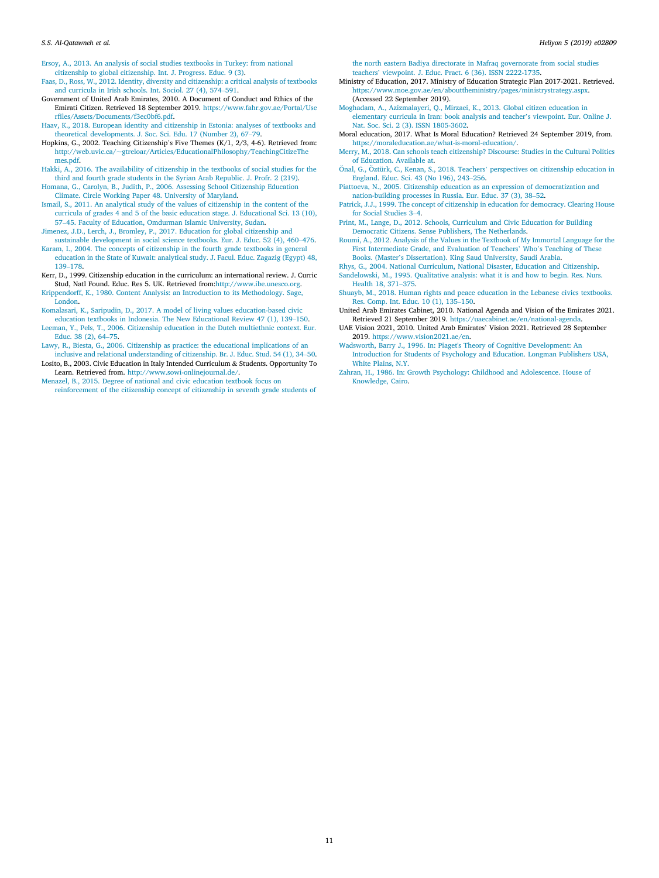Ersoy, A., 2013. An analysis of social studies textbooks in Turkey: from national citizenship to global citizenship. Int. J. Progress. Educ. 9 (3).

Faas, D., Ross, W., 2012. Identity, diversity and citizenship: a critical analysis of textbooks and curricula in Irish schools. Int. Sociol. 27 (4), 574–591.

Government of United Arab Emirates, 2010. A Document of Conduct and Ethics of the Emirati Citizen. Retrieved 18 September 2019. https://www.fahr.gov.ae/Portal/Userfiles/Assets/Documents/f3ec0bf6.pdf.

Haav, K., 2018. European identity and citizenship in Estonia: analyses of textbooks and theoretical developments. J. Soc. Sci. Edu. 17 (Number 2), 67–79.

Hopkins, G., 2002. Teaching Citizenship's Five Themes (K/1, 2/3, 4-6). Retrieved from: http://web.uvic.ca/~gtreloar/Articles/EducationalPhilosophy/TeachingCitizeThemes.pdf.

Hakki, A., 2016. The availability of citizenship in the textbooks of social studies for the third and fourth grade students in the Syrian Arab Republic. J. Profr. 2 (219).

Homana, G., Carolyn, B., Judith, P., 2006. Assessing School Citizenship Education Climate. Circle Working Paper 48. University of Maryland.

Ismail, S., 2011. An analytical study of the values of citizenship in the content of the curricula of grades 4 and 5 of the basic education stage. J. Educational Sci. 13 (10), 57–45. Faculty of Education, Omdurman Islamic University, Sudan.

Jimenez, J.D., Lerch, J., Bromley, P., 2017. Education for global citizenship and sustainable development in social science textbooks. Eur. J. Educ. 52 (4), 460–476.

Karam, I., 2004. The concepts of citizenship in the fourth grade textbooks in general education in the State of Kuwait: analytical study. J. Facul. Educ. Zagazig (Egypt) 48, 139–178.

Kerr, D., 1999. Citizenship education in the curriculum: an international review. J. Curric Stud, Natl Found. Educ. Res 5. UK. Retrieved from:http://www.ibe.unesco.org.

Krippendorff, K., 1980. Content Analysis: an Introduction to its Methodology. Sage, London.

Komalasari, K., Saripudin, D., 2017. A model of living values education-based civic education textbooks in Indonesia. The New Educational Review 47 (1), 139–150.

Leeman, Y., Pels, T., 2006. Citizenship education in the Dutch multiethnic context. Eur. Educ. 38 (2), 64–75.

Lawy, R., Biesta, G., 2006. Citizenship as practice: the educational implications of an inclusive and relational understanding of citizenship. Br. J. Educ. Stud. 54 (1), 34–50.

Losito, B., 2003. Civic Education in Italy Intended Curriculum & Students. Opportunity To Learn. Retrieved from. http://www.sowi-onlinejournal.de/.

Menazel, B., 2015. Degree of national and civic education textbook focus on reinforcement of the citizenship concept of citizenship in seventh grade students of the north eastern Badiya directorate in Mafraq governorate from social studies teachers' viewpoint. J. Educ. Pract. 6 (36). ISSN 2222-1735.

Ministry of Education, 2017. Ministry of Education Strategic Plan 2017-2021. Retrieved. https://www.moe.gov.ae/en/abouttheministry/pages/ministrystrategy.aspx. (Accessed 22 September 2019).

Moghadam, A., Azizmalayeri, Q., Mirzaei, K., 2013. Global citizen education in elementary curricula in Iran: book analysis and teacher's viewpoint. Eur. Online J. Nat. Soc. Sci. 2 (3). ISSN 1805-3602.

Moral education, 2017. What Is Moral Education? Retrieved 24 September 2019, from. https://moraleducation.ae/what-is-moral-education/.

Merry, M., 2018. Can schools teach citizenship? Discourse: Studies in the Cultural Politics of Education. Available at.

Önal, G., Öztürk, C., Kenan, S., 2018. Teachers' perspectives on citizenship education in England. Educ. Sci. 43 (No 196), 243–256.

Piattoeva, N., 2005. Citizenship education as an expression of democratization and nation-building processes in Russia. Eur. Educ. 37 (3), 38–52.

Patrick, J.J., 1999. The concept of citizenship in education for democracy. Clearing House for Social Studies 3–4.

Print, M., Lange, D., 2012. Schools, Curriculum and Civic Education for Building Democratic Citizens. Sense Publishers, The Netherlands.

Roumi, A., 2012. Analysis of the Values in the Textbook of My Immortal Language for the First Intermediate Grade, and Evaluation of Teachers' Who's Teaching of These Books. (Master's Dissertation). King Saud University, Saudi Arabia.

Rhys, G., 2004. National Curriculum, National Disaster, Education and Citizenship.

Sandelowski, M., 1995. Qualitative analysis: what it is and how to begin. Res. Nurs. Health 18, 371–375.

Shuayb, M., 2018. Human rights and peace education in the Lebanese civics textbooks. Res. Comp. Int. Educ. 10 (1), 135–150.

United Arab Emirates Cabinet, 2010. National Agenda and Vision of the Emirates 2021. Retrieved 21 September 2019. https://uaecabinet.ae/en/national-agenda.

UAE Vision 2021, 2010. United Arab Emirates' Vision 2021. Retrieved 28 September 2019. https://www.vision2021.ae/en.

Wadsworth, Barry J., 1996. In: Piaget's Theory of Cognitive Development: An Introduction for Students of Psychology and Education. Longman Publishers USA, White Plains, N.Y.

Zahran, H., 1986. In: Growth Psychology: Childhood and Adolescence. House of Knowledge, Cairo.